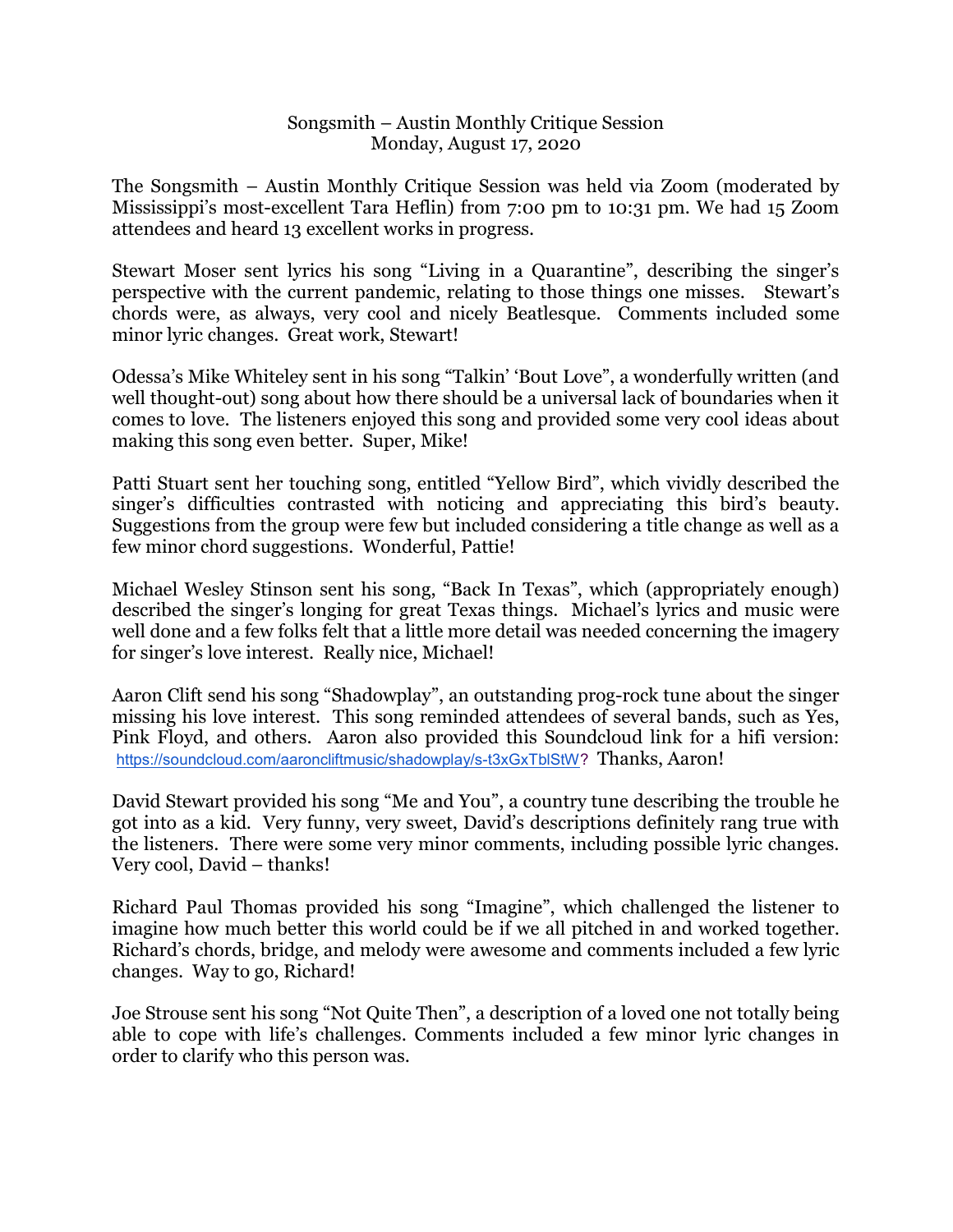# Songsmith – Austin Monthly Critique Session
Monday, August 17, 2020

The Songsmith – Austin Monthly Critique Session was held via Zoom (moderated by Mississippi's most-excellent Tara Heflin) from 7:00 pm to 10:31 pm. We had 15 Zoom attendees and heard 13 excellent works in progress.

Stewart Moser sent lyrics his song "Living in a Quarantine", describing the singer's perspective with the current pandemic, relating to those things one misses. Stewart's chords were, as always, very cool and nicely Beatlesque. Comments included some minor lyric changes. Great work, Stewart!

Odessa's Mike Whiteley sent in his song "Talkin' 'Bout Love", a wonderfully written (and well thought-out) song about how there should be a universal lack of boundaries when it comes to love. The listeners enjoyed this song and provided some very cool ideas about making this song even better. Super, Mike!

Patti Stuart sent her touching song, entitled "Yellow Bird", which vividly described the singer's difficulties contrasted with noticing and appreciating this bird's beauty. Suggestions from the group were few but included considering a title change as well as a few minor chord suggestions. Wonderful, Pattie!

Michael Wesley Stinson sent his song, "Back In Texas", which (appropriately enough) described the singer's longing for great Texas things. Michael's lyrics and music were well done and a few folks felt that a little more detail was needed concerning the imagery for singer's love interest. Really nice, Michael!

Aaron Clift send his song "Shadowplay", an outstanding prog-rock tune about the singer missing his love interest. This song reminded attendees of several bands, such as Yes, Pink Floyd, and others. Aaron also provided this Soundcloud link for a hifi version: https://soundcloud.com/aaroncliftmusic/shadowplay/s-t3xGxTblStW? Thanks, Aaron!

David Stewart provided his song "Me and You", a country tune describing the trouble he got into as a kid. Very funny, very sweet, David's descriptions definitely rang true with the listeners. There were some very minor comments, including possible lyric changes. Very cool, David – thanks!

Richard Paul Thomas provided his song "Imagine", which challenged the listener to imagine how much better this world could be if we all pitched in and worked together. Richard's chords, bridge, and melody were awesome and comments included a few lyric changes. Way to go, Richard!

Joe Strouse sent his song "Not Quite Then", a description of a loved one not totally being able to cope with life's challenges. Comments included a few minor lyric changes in order to clarify who this person was.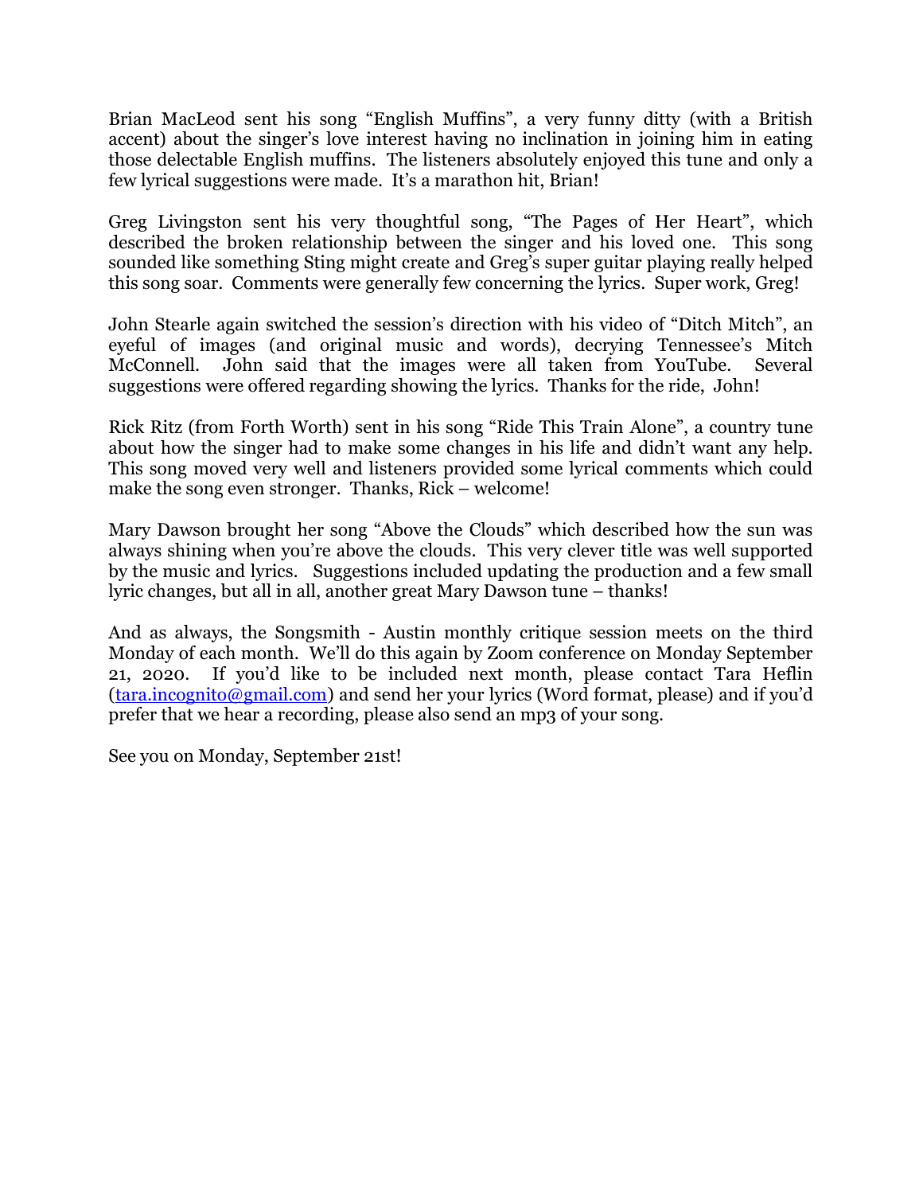Brian MacLeod sent his song "English Muffins", a very funny ditty (with a British accent) about the singer's love interest having no inclination in joining him in eating those delectable English muffins. The listeners absolutely enjoyed this tune and only a few lyrical suggestions were made. It's a marathon hit, Brian!

Greg Livingston sent his very thoughtful song, "The Pages of Her Heart", which described the broken relationship between the singer and his loved one. This song sounded like something Sting might create and Greg's super guitar playing really helped this song soar. Comments were generally few concerning the lyrics. Super work, Greg!

John Stearle again switched the session's direction with his video of "Ditch Mitch", an eyeful of images (and original music and words), decrying Tennessee's Mitch McConnell. John said that the images were all taken from YouTube. Several suggestions were offered regarding showing the lyrics. Thanks for the ride, John!

Rick Ritz (from Forth Worth) sent in his song "Ride This Train Alone", a country tune about how the singer had to make some changes in his life and didn't want any help. This song moved very well and listeners provided some lyrical comments which could make the song even stronger. Thanks, Rick – welcome!

Mary Dawson brought her song "Above the Clouds" which described how the sun was always shining when you're above the clouds. This very clever title was well supported by the music and lyrics. Suggestions included updating the production and a few small lyric changes, but all in all, another great Mary Dawson tune – thanks!

And as always, the Songsmith - Austin monthly critique session meets on the third Monday of each month. We'll do this again by Zoom conference on Monday September 21, 2020. If you'd like to be included next month, please contact Tara Heflin (tara.incognito@gmail.com) and send her your lyrics (Word format, please) and if you'd prefer that we hear a recording, please also send an mp3 of your song.

See you on Monday, September 21st!